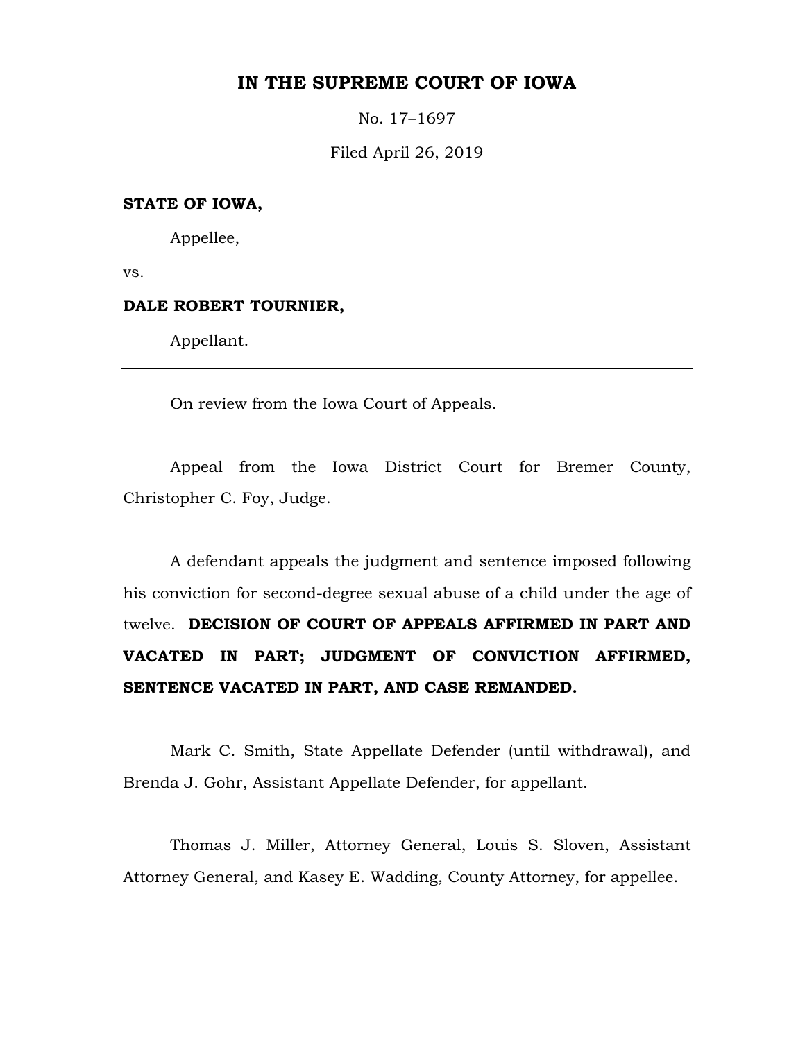# IN THE SUPREME COURT OF IOWA

No. 17–1697

Filed April 26, 2019

**STATE OF IOWA,**

Appellee,

vs.

**DALE ROBERT TOURNIER,**

Appellant.

---

On review from the Iowa Court of Appeals.

Appeal from the Iowa District Court for Bremer County, Christopher C. Foy, Judge.

A defendant appeals the judgment and sentence imposed following his conviction for second-degree sexual abuse of a child under the age of twelve. **DECISION OF COURT OF APPEALS AFFIRMED IN PART AND VACATED IN PART; JUDGMENT OF CONVICTION AFFIRMED, SENTENCE VACATED IN PART, AND CASE REMANDED.**

Mark C. Smith, State Appellate Defender (until withdrawal), and Brenda J. Gohr, Assistant Appellate Defender, for appellant.

Thomas J. Miller, Attorney General, Louis S. Sloven, Assistant Attorney General, and Kasey E. Wadding, County Attorney, for appellee.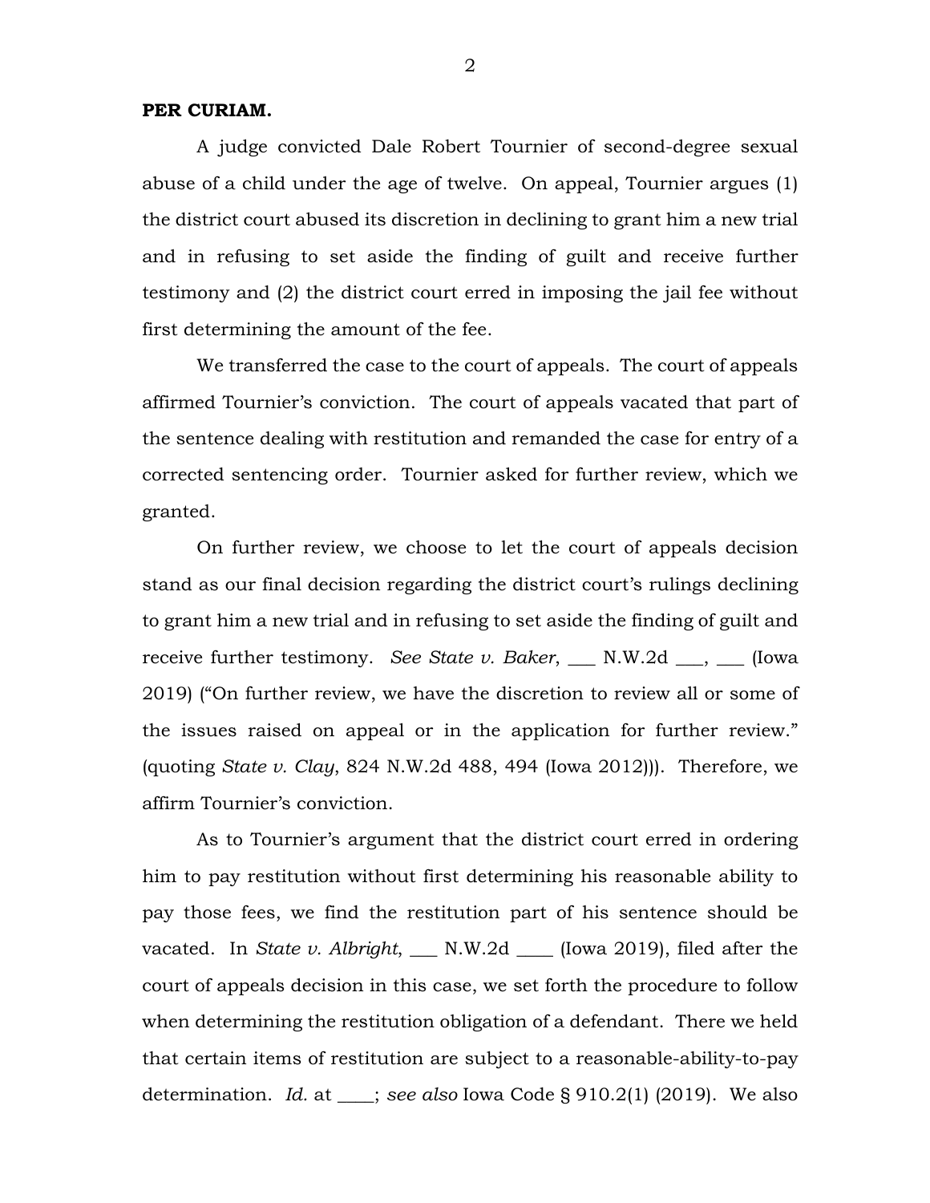**PER CURIAM.**

A judge convicted Dale Robert Tournier of second-degree sexual abuse of a child under the age of twelve. On appeal, Tournier argues (1) the district court abused its discretion in declining to grant him a new trial and in refusing to set aside the finding of guilt and receive further testimony and (2) the district court erred in imposing the jail fee without first determining the amount of the fee.

We transferred the case to the court of appeals. The court of appeals affirmed Tournier's conviction. The court of appeals vacated that part of the sentence dealing with restitution and remanded the case for entry of a corrected sentencing order. Tournier asked for further review, which we granted.

On further review, we choose to let the court of appeals decision stand as our final decision regarding the district court's rulings declining to grant him a new trial and in refusing to set aside the finding of guilt and receive further testimony. *See State v. Baker*, ___ N.W.2d ___, ___ (Iowa 2019) ("On further review, we have the discretion to review all or some of the issues raised on appeal or in the application for further review." (quoting *State v. Clay*, 824 N.W.2d 488, 494 (Iowa 2012))). Therefore, we affirm Tournier's conviction.

As to Tournier's argument that the district court erred in ordering him to pay restitution without first determining his reasonable ability to pay those fees, we find the restitution part of his sentence should be vacated. In *State v. Albright*, ___ N.W.2d ____ (Iowa 2019), filed after the court of appeals decision in this case, we set forth the procedure to follow when determining the restitution obligation of a defendant. There we held that certain items of restitution are subject to a reasonable-ability-to-pay determination. *Id.* at ____; *see also* Iowa Code § 910.2(1) (2019). We also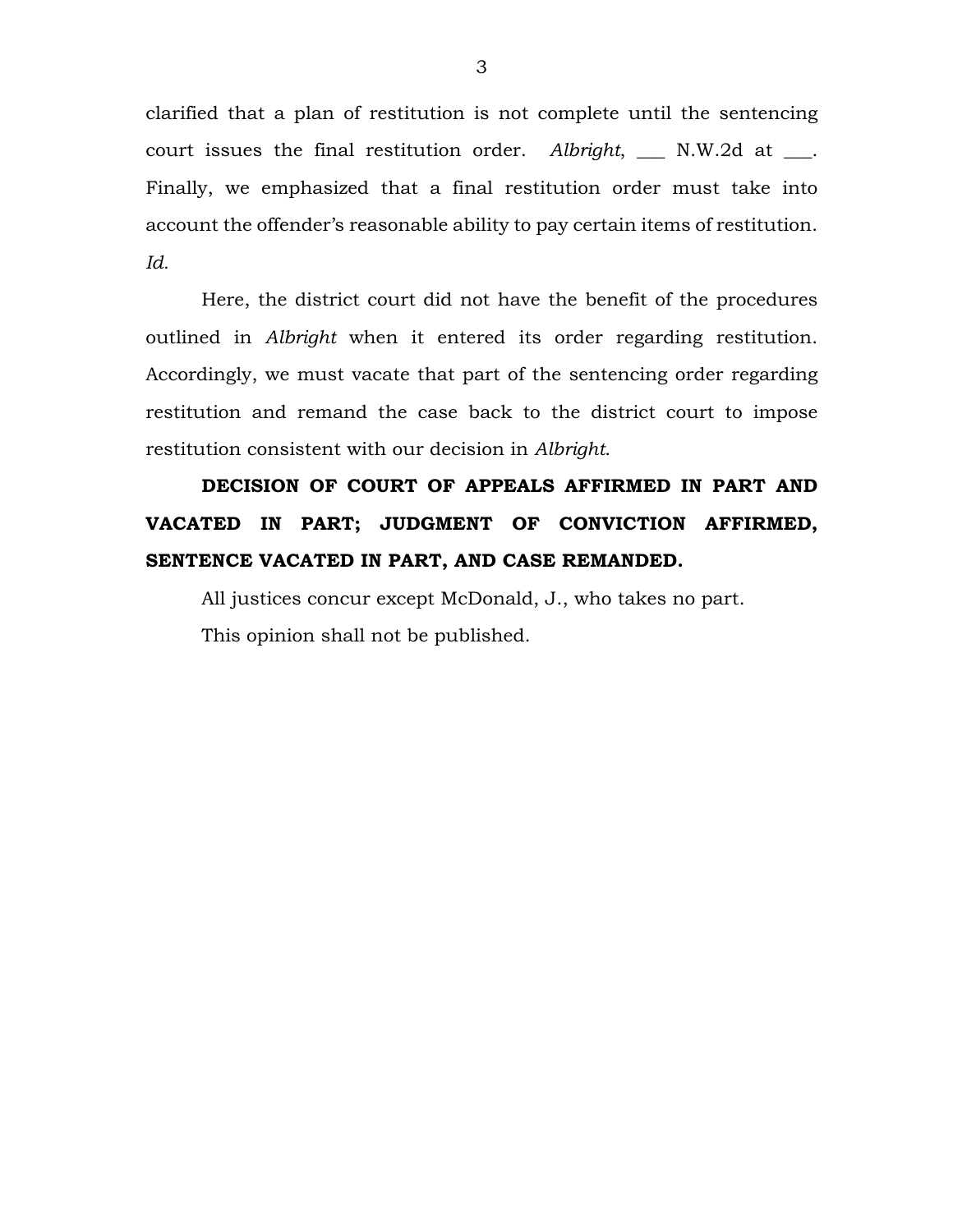clarified that a plan of restitution is not complete until the sentencing court issues the final restitution order. *Albright*, ___ N.W.2d at ___. Finally, we emphasized that a final restitution order must take into account the offender's reasonable ability to pay certain items of restitution. *Id.*

Here, the district court did not have the benefit of the procedures outlined in *Albright* when it entered its order regarding restitution. Accordingly, we must vacate that part of the sentencing order regarding restitution and remand the case back to the district court to impose restitution consistent with our decision in *Albright*.

**DECISION OF COURT OF APPEALS AFFIRMED IN PART AND VACATED IN PART; JUDGMENT OF CONVICTION AFFIRMED, SENTENCE VACATED IN PART, AND CASE REMANDED.**

All justices concur except McDonald, J., who takes no part.

This opinion shall not be published.